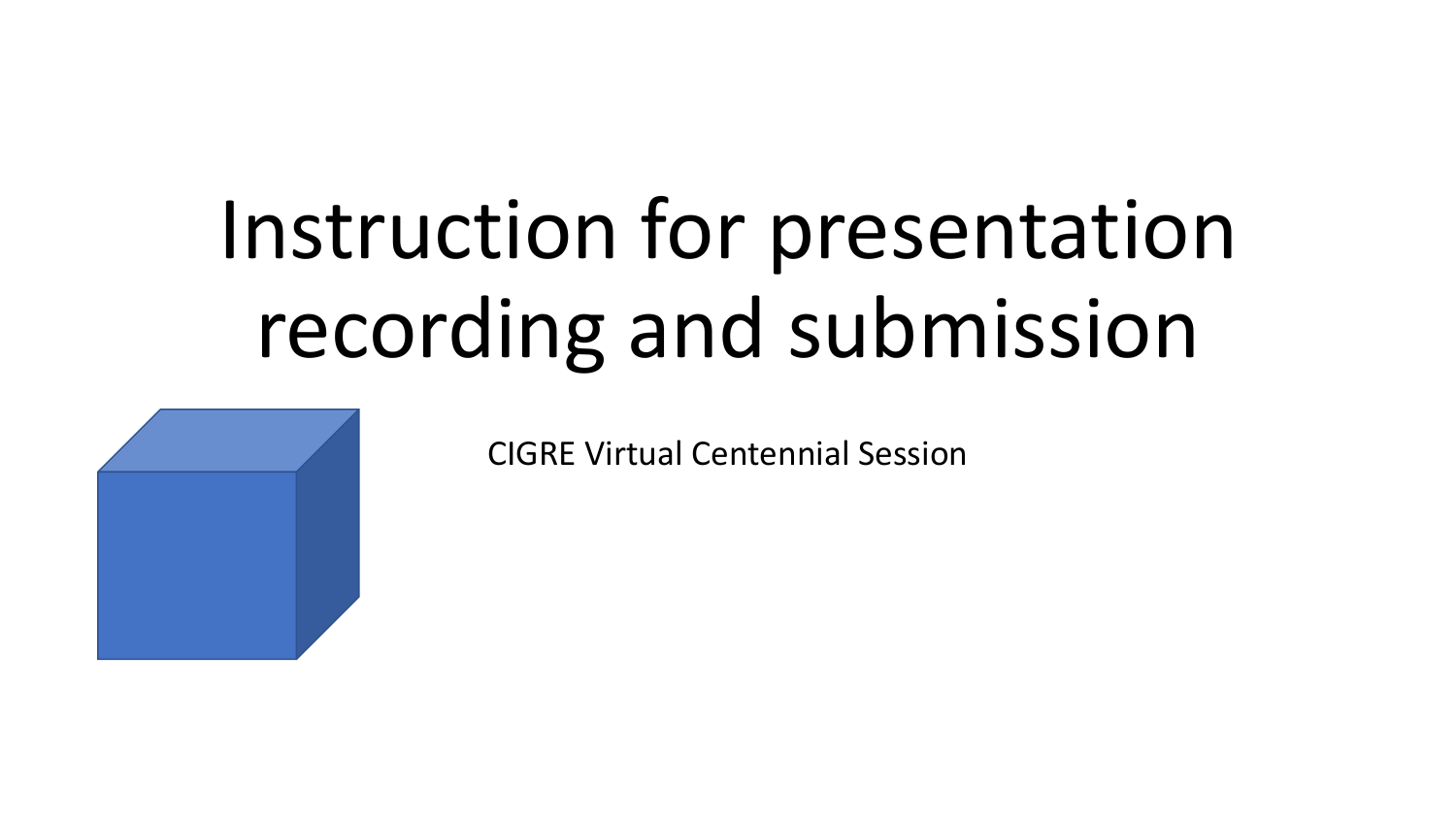# Instruction for presentation recording and submission

CIGRE Virtual Centennial Session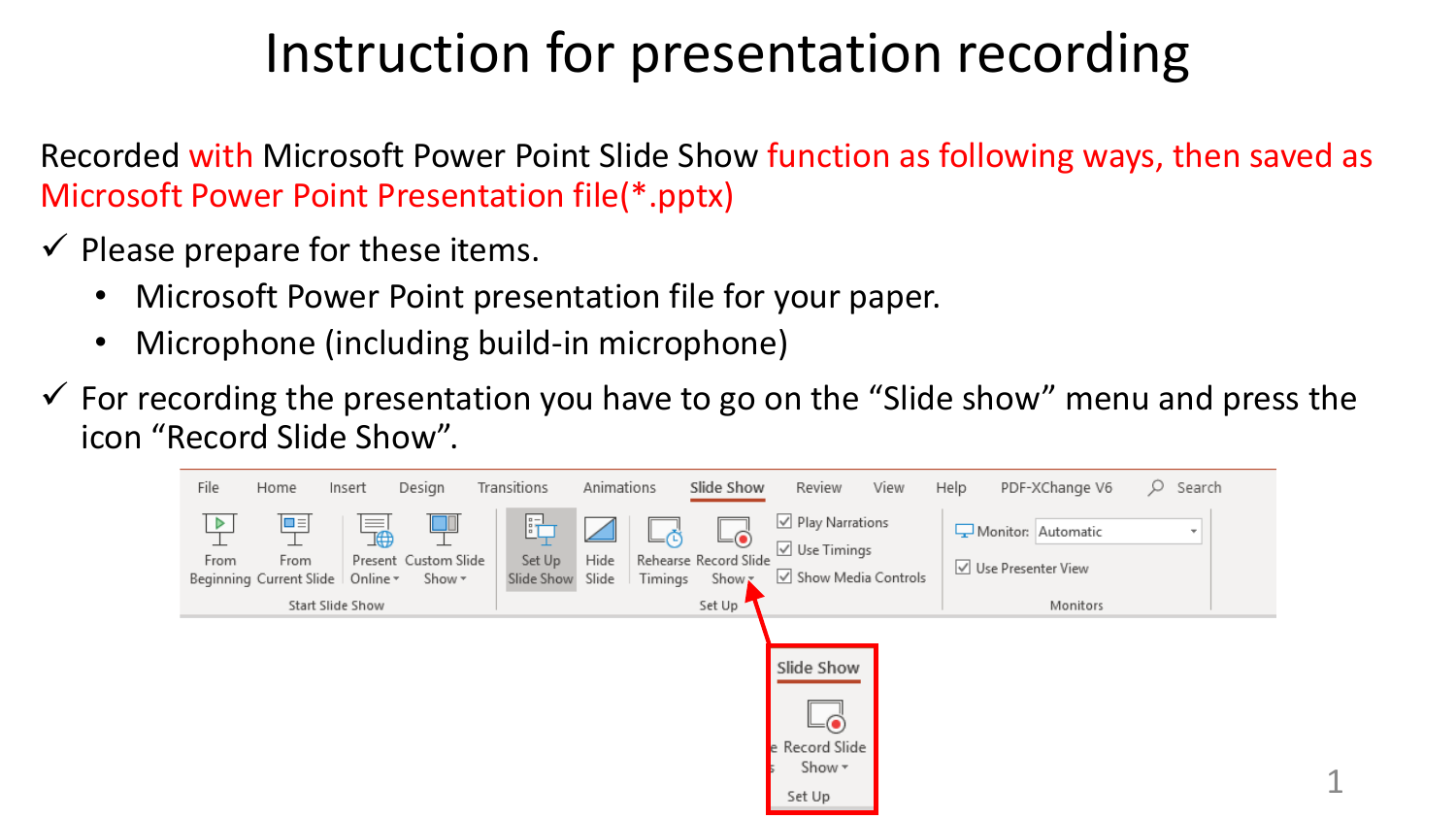# Instruction for presentation recording

Recorded with Microsoft Power Point Slide Show function as following ways, then saved as Microsoft Power Point Presentation file(*.pptx)

- ✓ Please prepare for these items.
  - Microsoft Power Point presentation file for your paper.
  - Microphone (including build-in microphone)
- ✓ For recording the presentation you have to go on the "Slide show" menu and press the icon "Record Slide Show".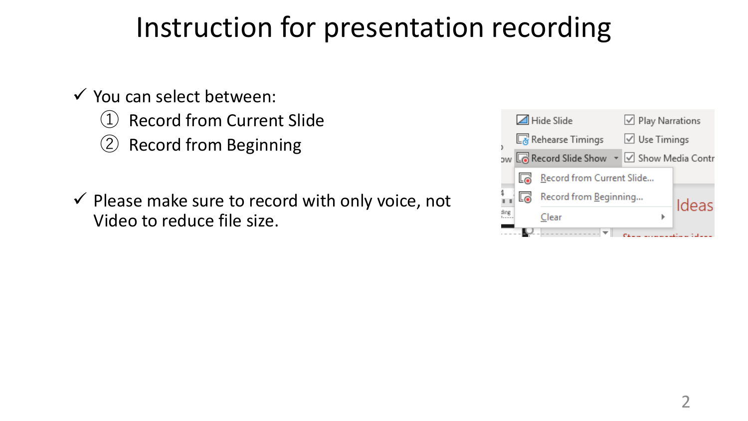# Instruction for presentation recording

- ✓ You can select between:
  1. Record from Current Slide
  2. Record from Beginning

- ✓ Please make sure to record with only voice, not Video to reduce file size.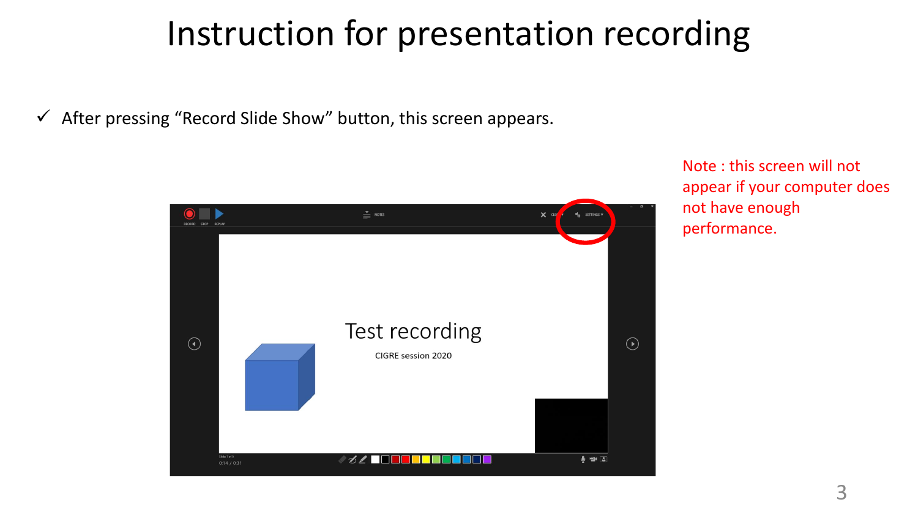# Instruction for presentation recording

- ✓ After pressing “Record Slide Show” button, this screen appears.

Note : this screen will not appear if your computer does not have enough performance.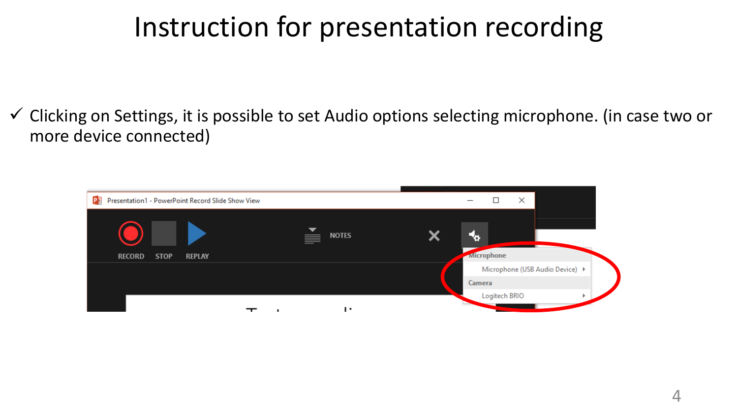# Instruction for presentation recording

- ✓ Clicking on Settings, it is possible to set Audio options selecting microphone. (in case two or more device connected)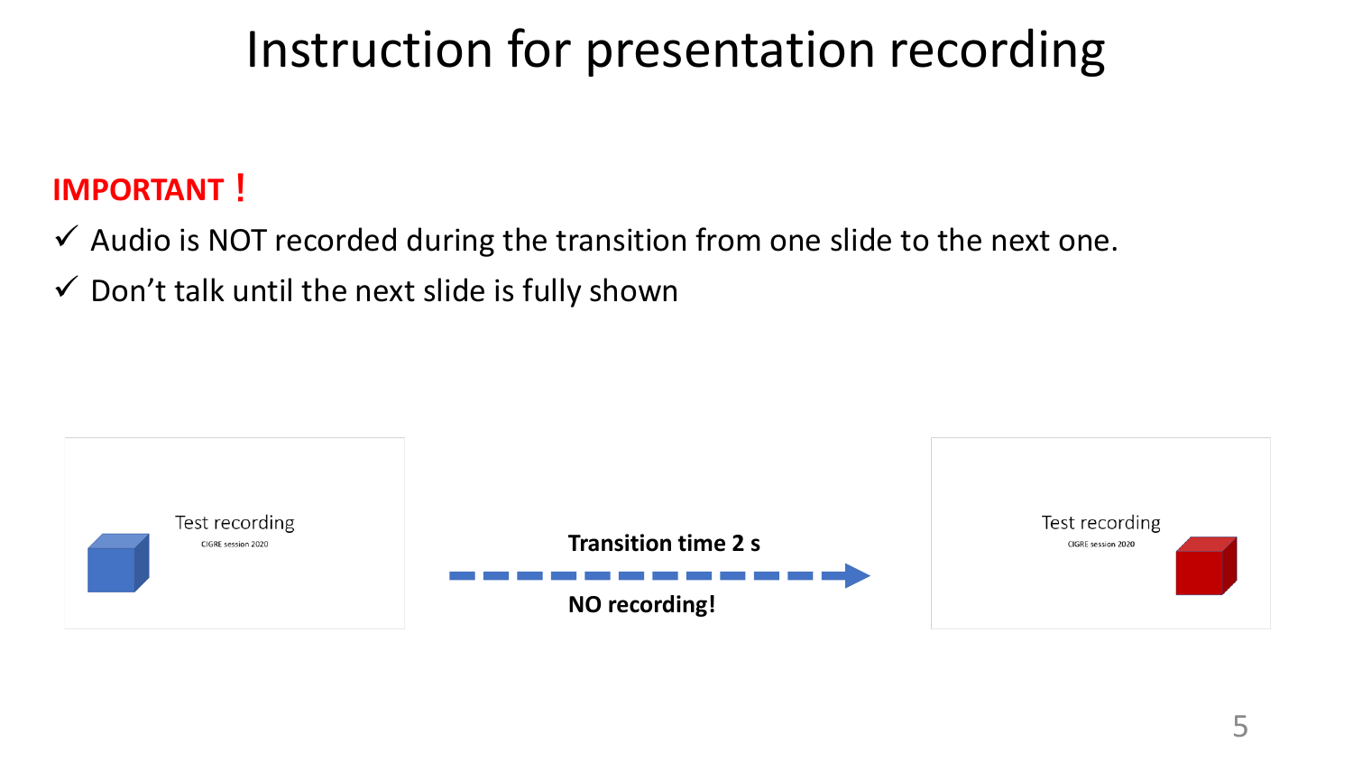# Instruction for presentation recording

**IMPORTANT！**

- ✓ Audio is NOT recorded during the transition from one slide to the next one.
- ✓ Don't talk until the next slide is fully shown

Test recording

CIGRE session 2020

**Transition time 2 s**

**NO recording!**

Test recording

CIGRE session 2020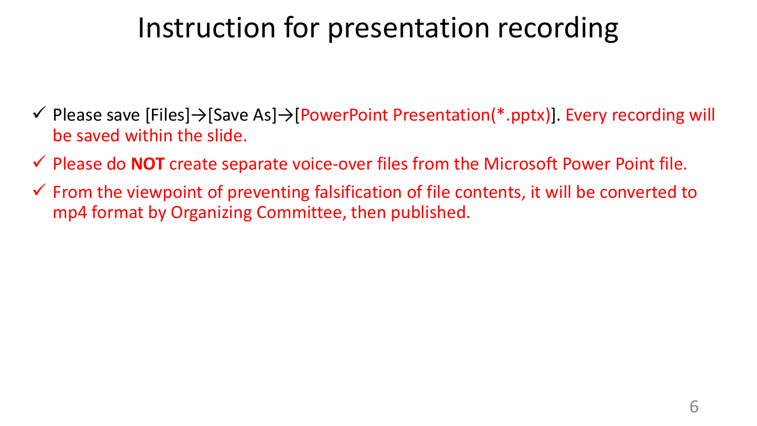# Instruction for presentation recording

- ✓ Please save [Files]→[Save As]→[PowerPoint Presentation(*.pptx)]. Every recording will be saved within the slide.
- ✓ Please do **NOT** create separate voice-over files from the Microsoft Power Point file.
- ✓ From the viewpoint of preventing falsification of file contents, it will be converted to mp4 format by Organizing Committee, then published.